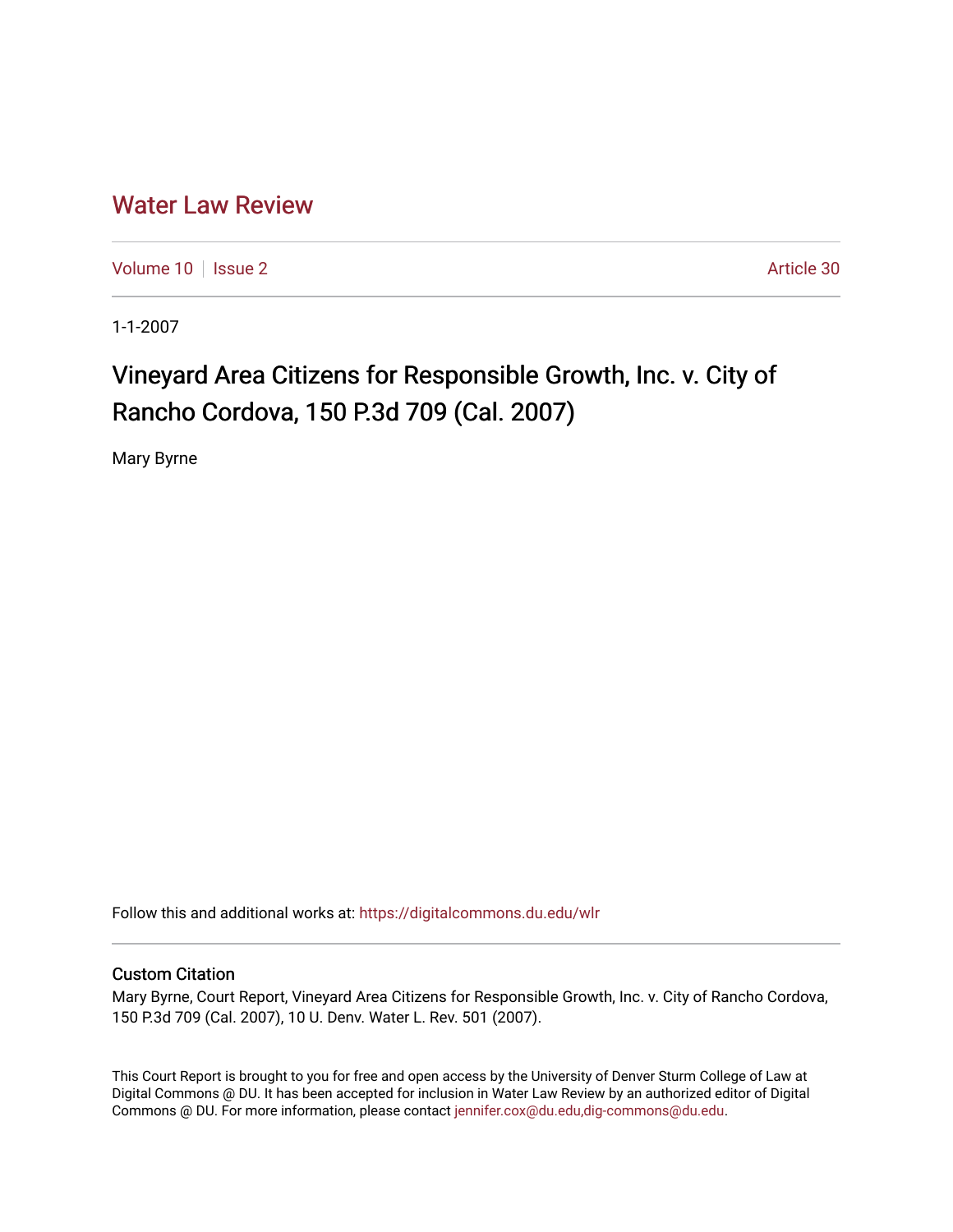# Water Law Review

Volume 10 | Issue 2 | Article 30

1-1-2007

## Vineyard Area Citizens for Responsible Growth, Inc. v. City of Rancho Cordova, 150 P.3d 709 (Cal. 2007)

Mary Byrne

Follow this and additional works at: https://digitalcommons.du.edu/wlr

### Custom Citation

Mary Byrne, Court Report, Vineyard Area Citizens for Responsible Growth, Inc. v. City of Rancho Cordova, 150 P.3d 709 (Cal. 2007), 10 U. Denv. Water L. Rev. 501 (2007).

This Court Report is brought to you for free and open access by the University of Denver Sturm College of Law at Digital Commons @ DU. It has been accepted for inclusion in Water Law Review by an authorized editor of Digital Commons @ DU. For more information, please contact jennifer.cox@du.edu,dig-commons@du.edu.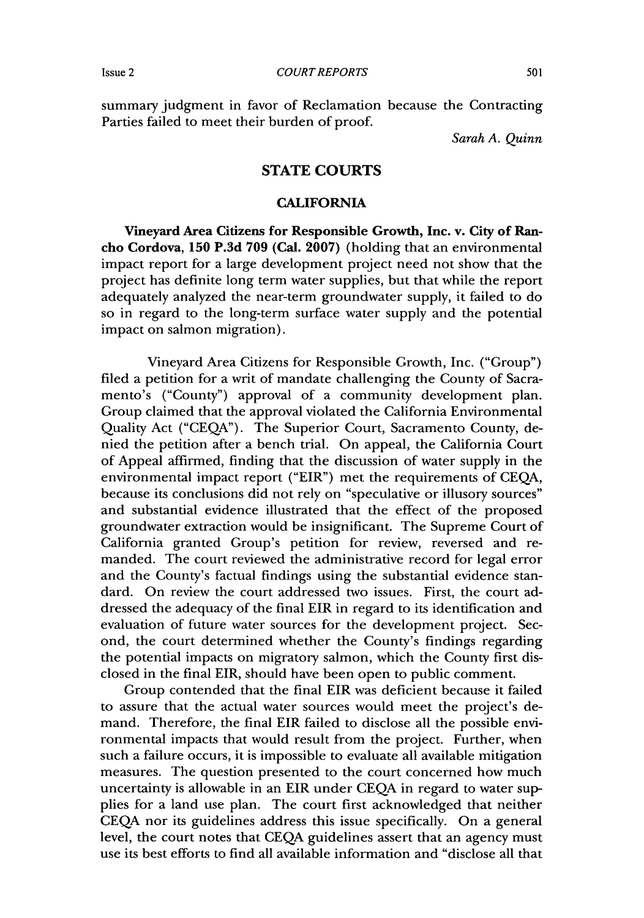summary judgment in favor of Reclamation because the Contracting Parties failed to meet their burden of proof.

*Sarah A. Quinn*

## STATE COURTS

### CALIFORNIA

**Vineyard Area Citizens for Responsible Growth, Inc. v. City of Rancho Cordova, 150 P.3d 709 (Cal. 2007)** (holding that an environmental impact report for a large development project need not show that the project has definite long term water supplies, but that while the report adequately analyzed the near-term groundwater supply, it failed to do so in regard to the long-term surface water supply and the potential impact on salmon migration).

Vineyard Area Citizens for Responsible Growth, Inc. ("Group") filed a petition for a writ of mandate challenging the County of Sacramento's ("County") approval of a community development plan. Group claimed that the approval violated the California Environmental Quality Act ("CEQA"). The Superior Court, Sacramento County, denied the petition after a bench trial. On appeal, the California Court of Appeal affirmed, finding that the discussion of water supply in the environmental impact report ("EIR") met the requirements of CEQA, because its conclusions did not rely on "speculative or illusory sources" and substantial evidence illustrated that the effect of the proposed groundwater extraction would be insignificant. The Supreme Court of California granted Group's petition for review, reversed and remanded. The court reviewed the administrative record for legal error and the County's factual findings using the substantial evidence standard. On review the court addressed two issues. First, the court addressed the adequacy of the final EIR in regard to its identification and evaluation of future water sources for the development project. Second, the court determined whether the County's findings regarding the potential impacts on migratory salmon, which the County first disclosed in the final EIR, should have been open to public comment.

Group contended that the final EIR was deficient because it failed to assure that the actual water sources would meet the project's demand. Therefore, the final EIR failed to disclose all the possible environmental impacts that would result from the project. Further, when such a failure occurs, it is impossible to evaluate all available mitigation measures. The question presented to the court concerned how much uncertainty is allowable in an EIR under CEQA in regard to water supplies for a land use plan. The court first acknowledged that neither CEQA nor its guidelines address this issue specifically. On a general level, the court notes that CEQA guidelines assert that an agency must use its best efforts to find all available information and "disclose all that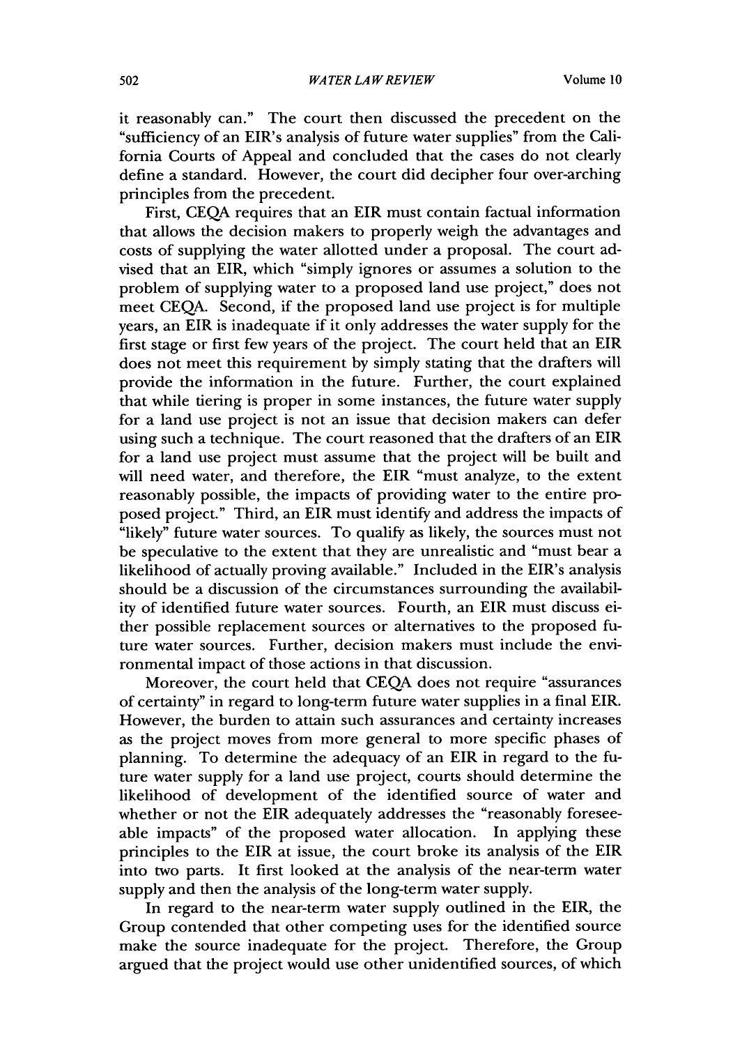it reasonably can." The court then discussed the precedent on the "sufficiency of an EIR's analysis of future water supplies" from the California Courts of Appeal and concluded that the cases do not clearly define a standard. However, the court did decipher four over-arching principles from the precedent.

First, CEQA requires that an EIR must contain factual information that allows the decision makers to properly weigh the advantages and costs of supplying the water allotted under a proposal. The court advised that an EIR, which "simply ignores or assumes a solution to the problem of supplying water to a proposed land use project," does not meet CEQA. Second, if the proposed land use project is for multiple years, an EIR is inadequate if it only addresses the water supply for the first stage or first few years of the project. The court held that an EIR does not meet this requirement by simply stating that the drafters will provide the information in the future. Further, the court explained that while tiering is proper in some instances, the future water supply for a land use project is not an issue that decision makers can defer using such a technique. The court reasoned that the drafters of an EIR for a land use project must assume that the project will be built and will need water, and therefore, the EIR "must analyze, to the extent reasonably possible, the impacts of providing water to the entire proposed project." Third, an EIR must identify and address the impacts of "likely" future water sources. To qualify as likely, the sources must not be speculative to the extent that they are unrealistic and "must bear a likelihood of actually proving available." Included in the EIR's analysis should be a discussion of the circumstances surrounding the availability of identified future water sources. Fourth, an EIR must discuss either possible replacement sources or alternatives to the proposed future water sources. Further, decision makers must include the environmental impact of those actions in that discussion.

Moreover, the court held that CEQA does not require "assurances of certainty" in regard to long-term future water supplies in a final EIR. However, the burden to attain such assurances and certainty increases as the project moves from more general to more specific phases of planning. To determine the adequacy of an EIR in regard to the future water supply for a land use project, courts should determine the likelihood of development of the identified source of water and whether or not the EIR adequately addresses the "reasonably foreseeable impacts" of the proposed water allocation. In applying these principles to the EIR at issue, the court broke its analysis of the EIR into two parts. It first looked at the analysis of the near-term water supply and then the analysis of the long-term water supply.

In regard to the near-term water supply outlined in the EIR, the Group contended that other competing uses for the identified source make the source inadequate for the project. Therefore, the Group argued that the project would use other unidentified sources, of which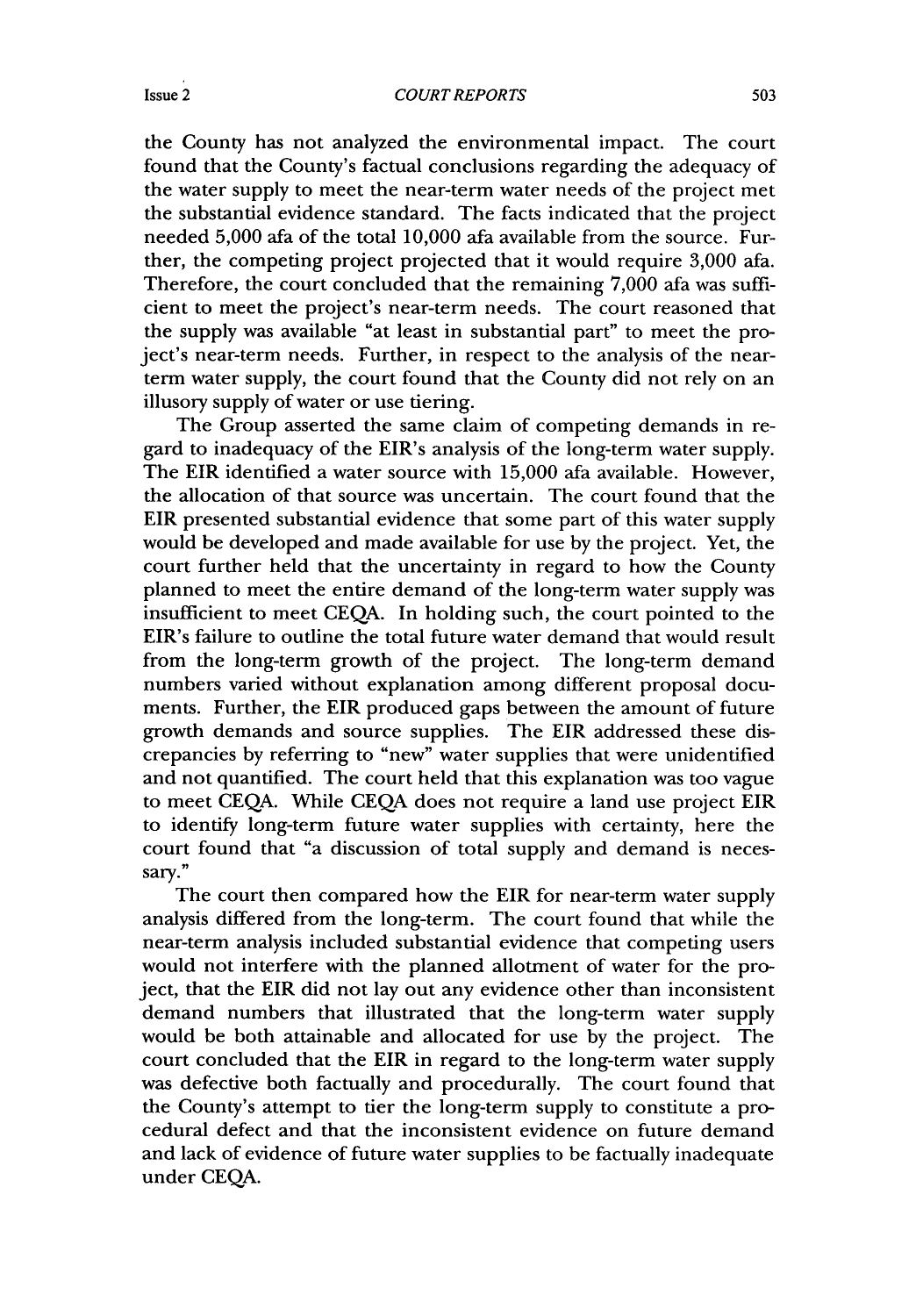the County has not analyzed the environmental impact. The court found that the County's factual conclusions regarding the adequacy of the water supply to meet the near-term water needs of the project met the substantial evidence standard. The facts indicated that the project needed 5,000 afa of the total 10,000 afa available from the source. Further, the competing project projected that it would require 3,000 afa. Therefore, the court concluded that the remaining 7,000 afa was sufficient to meet the project's near-term needs. The court reasoned that the supply was available "at least in substantial part" to meet the project's near-term needs. Further, in respect to the analysis of the near-term water supply, the court found that the County did not rely on an illusory supply of water or use tiering.

The Group asserted the same claim of competing demands in regard to inadequacy of the EIR's analysis of the long-term water supply. The EIR identified a water source with 15,000 afa available. However, the allocation of that source was uncertain. The court found that the EIR presented substantial evidence that some part of this water supply would be developed and made available for use by the project. Yet, the court further held that the uncertainty in regard to how the County planned to meet the entire demand of the long-term water supply was insufficient to meet CEQA. In holding such, the court pointed to the EIR's failure to outline the total future water demand that would result from the long-term growth of the project. The long-term demand numbers varied without explanation among different proposal documents. Further, the EIR produced gaps between the amount of future growth demands and source supplies. The EIR addressed these discrepancies by referring to "new" water supplies that were unidentified and not quantified. The court held that this explanation was too vague to meet CEQA. While CEQA does not require a land use project EIR to identify long-term future water supplies with certainty, here the court found that "a discussion of total supply and demand is necessary."

The court then compared how the EIR for near-term water supply analysis differed from the long-term. The court found that while the near-term analysis included substantial evidence that competing users would not interfere with the planned allotment of water for the project, that the EIR did not lay out any evidence other than inconsistent demand numbers that illustrated that the long-term water supply would be both attainable and allocated for use by the project. The court concluded that the EIR in regard to the long-term water supply was defective both factually and procedurally. The court found that the County's attempt to tier the long-term supply to constitute a procedural defect and that the inconsistent evidence on future demand and lack of evidence of future water supplies to be factually inadequate under CEQA.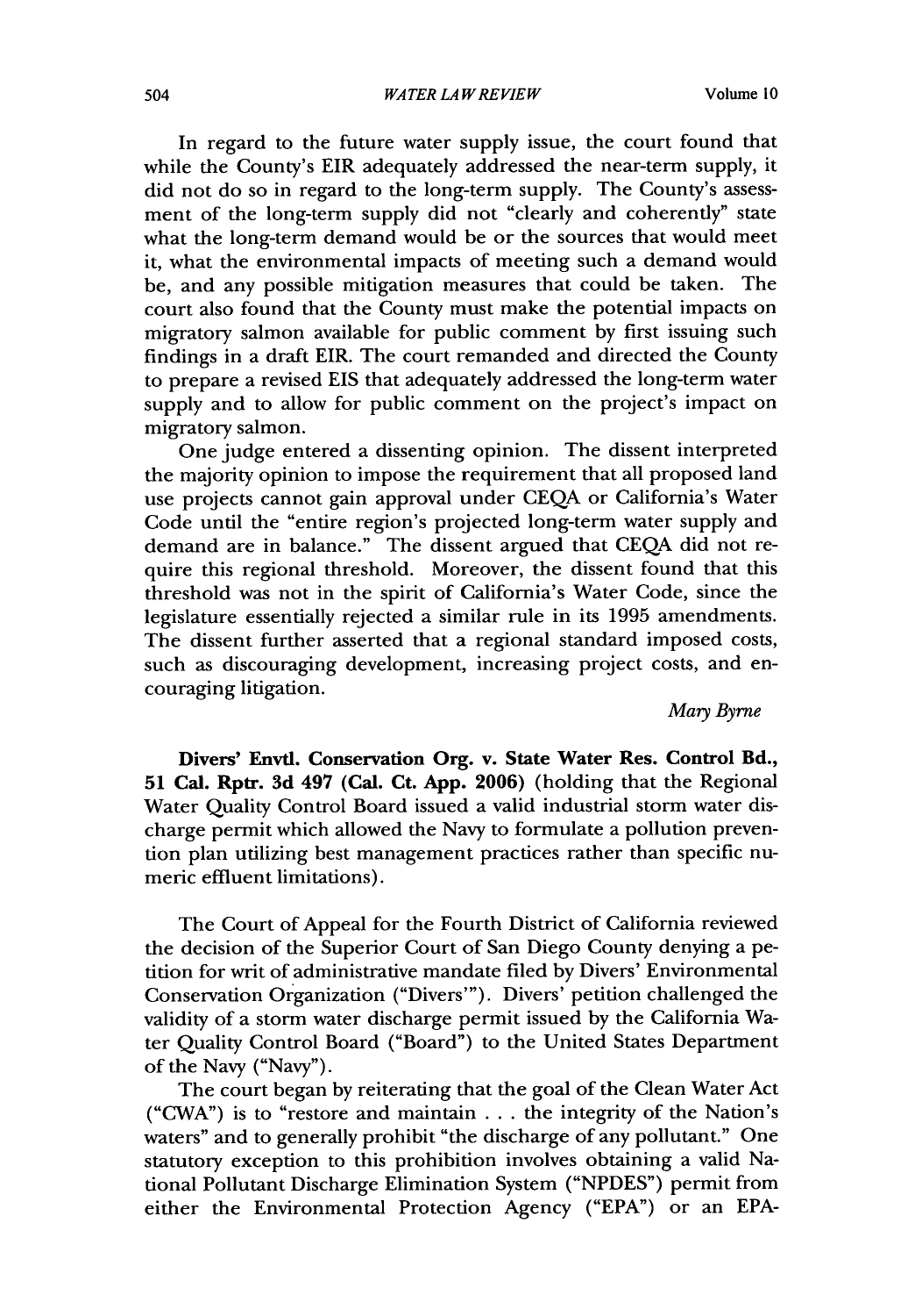In regard to the future water supply issue, the court found that while the County's EIR adequately addressed the near-term supply, it did not do so in regard to the long-term supply. The County's assessment of the long-term supply did not "clearly and coherently" state what the long-term demand would be or the sources that would meet it, what the environmental impacts of meeting such a demand would be, and any possible mitigation measures that could be taken. The court also found that the County must make the potential impacts on migratory salmon available for public comment by first issuing such findings in a draft EIR. The court remanded and directed the County to prepare a revised EIS that adequately addressed the long-term water supply and to allow for public comment on the project's impact on migratory salmon.

One judge entered a dissenting opinion. The dissent interpreted the majority opinion to impose the requirement that all proposed land use projects cannot gain approval under CEQA or California's Water Code until the "entire region's projected long-term water supply and demand are in balance." The dissent argued that CEQA did not require this regional threshold. Moreover, the dissent found that this threshold was not in the spirit of California's Water Code, since the legislature essentially rejected a similar rule in its 1995 amendments. The dissent further asserted that a regional standard imposed costs, such as discouraging development, increasing project costs, and encouraging litigation.

*Mary Byrne*

**Divers' Envtl. Conservation Org. v. State Water Res. Control Bd., 51 Cal. Rptr. 3d 497 (Cal. Ct. App. 2006)** (holding that the Regional Water Quality Control Board issued a valid industrial storm water discharge permit which allowed the Navy to formulate a pollution prevention plan utilizing best management practices rather than specific numeric effluent limitations).

The Court of Appeal for the Fourth District of California reviewed the decision of the Superior Court of San Diego County denying a petition for writ of administrative mandate filed by Divers' Environmental Conservation Organization ("Divers'"). Divers' petition challenged the validity of a storm water discharge permit issued by the California Water Quality Control Board ("Board") to the United States Department of the Navy ("Navy").

The court began by reiterating that the goal of the Clean Water Act ("CWA") is to "restore and maintain . . . the integrity of the Nation's waters" and to generally prohibit "the discharge of any pollutant." One statutory exception to this prohibition involves obtaining a valid National Pollutant Discharge Elimination System ("NPDES") permit from either the Environmental Protection Agency ("EPA") or an EPA-